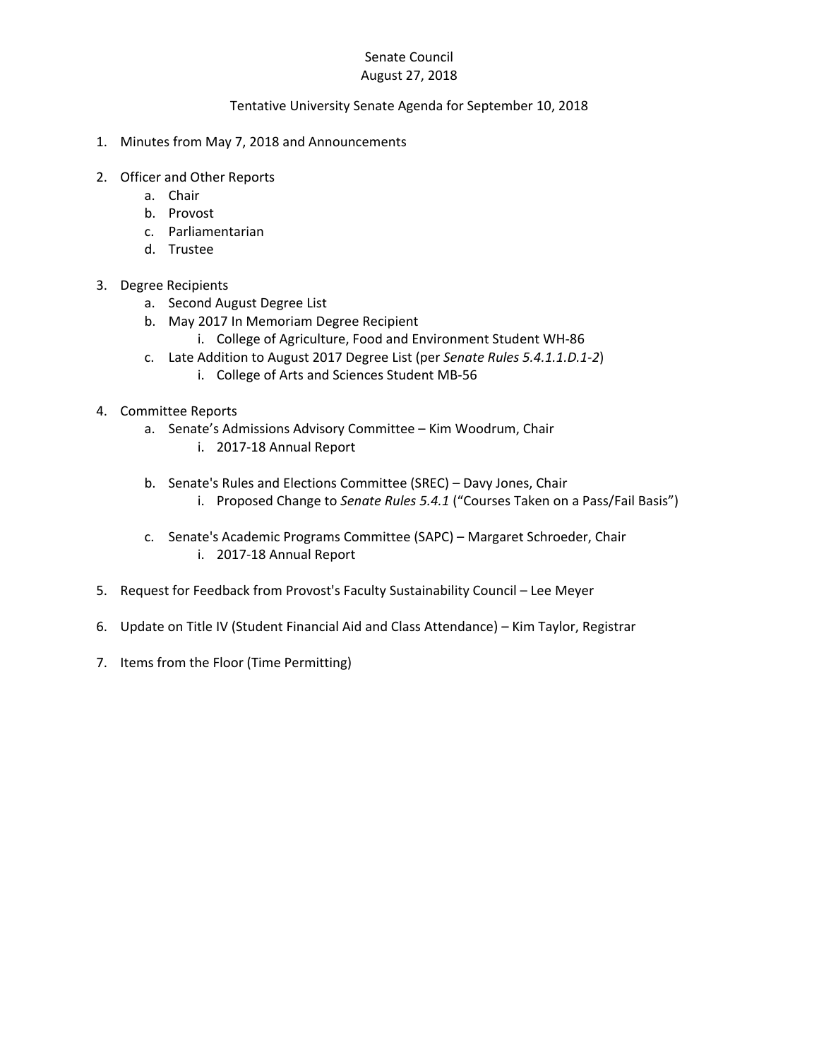Senate Council
August 27, 2018

Tentative University Senate Agenda for September 10, 2018

1. Minutes from May 7, 2018 and Announcements

2. Officer and Other Reports
   a. Chair
   b. Provost
   c. Parliamentarian
   d. Trustee

3. Degree Recipients
   a. Second August Degree List
   b. May 2017 In Memoriam Degree Recipient
      i. College of Agriculture, Food and Environment Student WH-86
   c. Late Addition to August 2017 Degree List (per *Senate Rules 5.4.1.1.D.1-2*)
      i. College of Arts and Sciences Student MB-56

4. Committee Reports
   a. Senate's Admissions Advisory Committee – Kim Woodrum, Chair
      i. 2017-18 Annual Report

   b. Senate's Rules and Elections Committee (SREC) – Davy Jones, Chair
      i. Proposed Change to *Senate Rules 5.4.1* ("Courses Taken on a Pass/Fail Basis")

   c. Senate's Academic Programs Committee (SAPC) – Margaret Schroeder, Chair
      i. 2017-18 Annual Report

5. Request for Feedback from Provost's Faculty Sustainability Council – Lee Meyer

6. Update on Title IV (Student Financial Aid and Class Attendance) – Kim Taylor, Registrar

7. Items from the Floor (Time Permitting)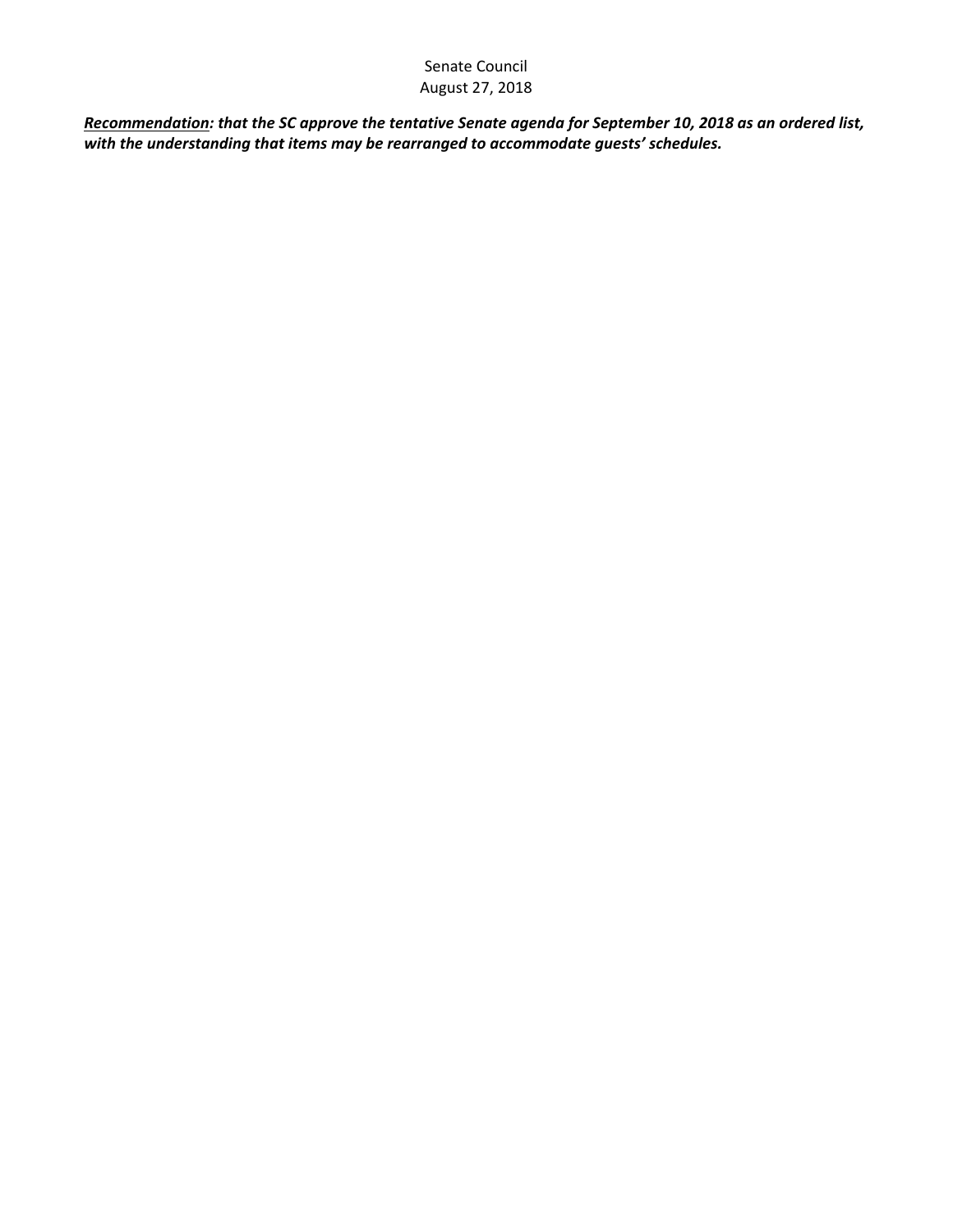Senate Council
August 27, 2018

***Recommendation**: that the SC approve the tentative Senate agenda for September 10, 2018 as an ordered list, with the understanding that items may be rearranged to accommodate guests' schedules.*